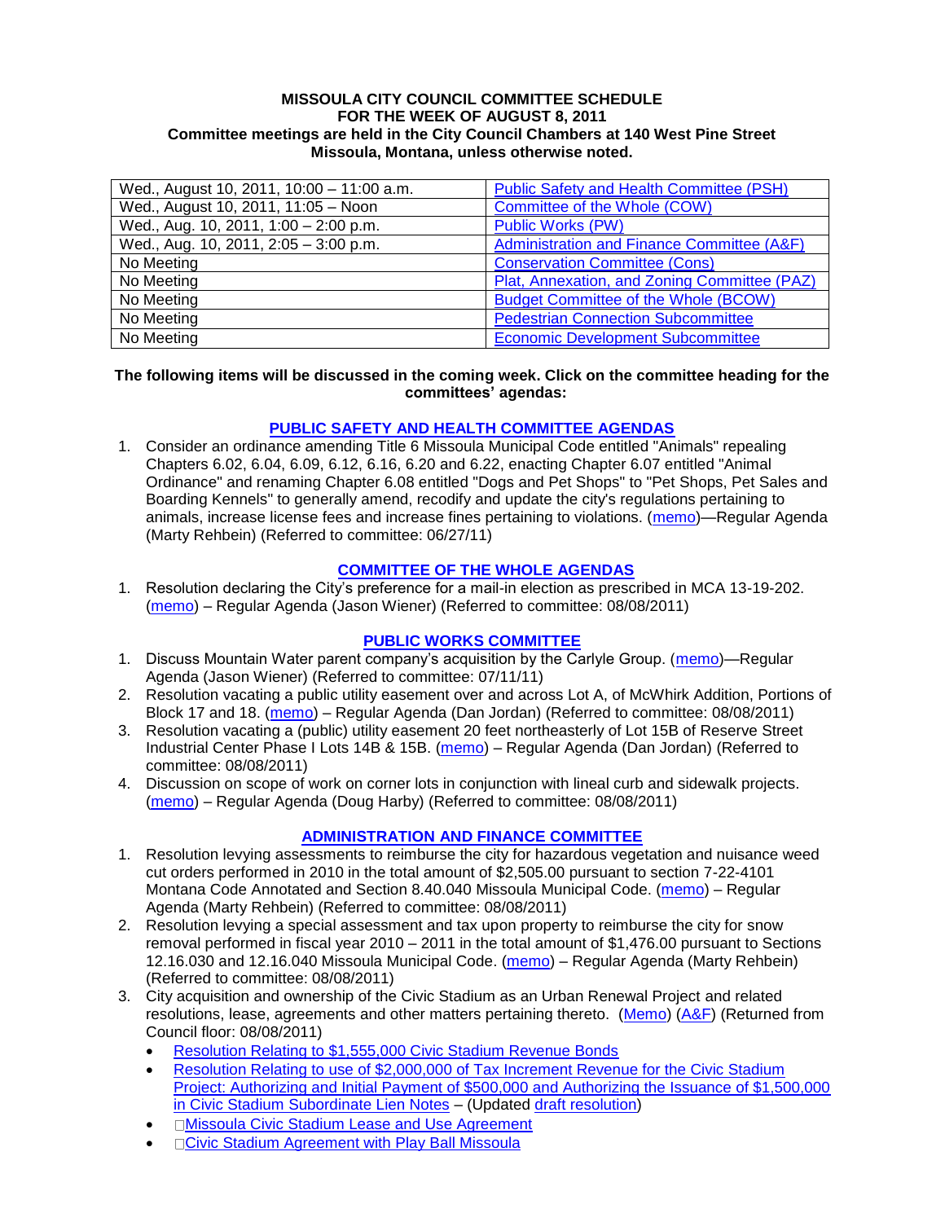**MISSOULA CITY COUNCIL COMMITTEE SCHEDULE**
**FOR THE WEEK OF AUGUST 8, 2011**
**Committee meetings are held in the City Council Chambers at 140 West Pine Street Missoula, Montana, unless otherwise noted.**

| | |
|---|---|
| Wed., August 10, 2011, 10:00 – 11:00 a.m. | Public Safety and Health Committee (PSH) |
| Wed., August 10, 2011, 11:05 – Noon | Committee of the Whole (COW) |
| Wed., Aug. 10, 2011, 1:00 – 2:00 p.m. | Public Works (PW) |
| Wed., Aug. 10, 2011, 2:05 – 3:00 p.m. | Administration and Finance Committee (A&F) |
| No Meeting | Conservation Committee (Cons) |
| No Meeting | Plat, Annexation, and Zoning Committee (PAZ) |
| No Meeting | Budget Committee of the Whole (BCOW) |
| No Meeting | Pedestrian Connection Subcommittee |
| No Meeting | Economic Development Subcommittee |

**The following items will be discussed in the coming week. Click on the committee heading for the committees' agendas:**

### PUBLIC SAFETY AND HEALTH COMMITTEE AGENDAS

1. Consider an ordinance amending Title 6 Missoula Municipal Code entitled "Animals" repealing Chapters 6.02, 6.04, 6.09, 6.12, 6.16, 6.20 and 6.22, enacting Chapter 6.07 entitled "Animal Ordinance" and renaming Chapter 6.08 entitled "Dogs and Pet Shops" to "Pet Shops, Pet Sales and Boarding Kennels" to generally amend, recodify and update the city's regulations pertaining to animals, increase license fees and increase fines pertaining to violations. (memo)—Regular Agenda (Marty Rehbein) (Referred to committee: 06/27/11)

### COMMITTEE OF THE WHOLE AGENDAS

1. Resolution declaring the City's preference for a mail-in election as prescribed in MCA 13-19-202. (memo) – Regular Agenda (Jason Wiener) (Referred to committee: 08/08/2011)

### PUBLIC WORKS COMMITTEE

1. Discuss Mountain Water parent company's acquisition by the Carlyle Group. (memo)—Regular Agenda (Jason Wiener) (Referred to committee: 07/11/11)
2. Resolution vacating a public utility easement over and across Lot A, of McWhirk Addition, Portions of Block 17 and 18. (memo) – Regular Agenda (Dan Jordan) (Referred to committee: 08/08/2011)
3. Resolution vacating a (public) utility easement 20 feet northeasterly of Lot 15B of Reserve Street Industrial Center Phase I Lots 14B & 15B. (memo) – Regular Agenda (Dan Jordan) (Referred to committee: 08/08/2011)
4. Discussion on scope of work on corner lots in conjunction with lineal curb and sidewalk projects. (memo) – Regular Agenda (Doug Harby) (Referred to committee: 08/08/2011)

### ADMINISTRATION AND FINANCE COMMITTEE

1. Resolution levying assessments to reimburse the city for hazardous vegetation and nuisance weed cut orders performed in 2010 in the total amount of $2,505.00 pursuant to section 7-22-4101 Montana Code Annotated and Section 8.40.040 Missoula Municipal Code. (memo) – Regular Agenda (Marty Rehbein) (Referred to committee: 08/08/2011)
2. Resolution levying a special assessment and tax upon property to reimburse the city for snow removal performed in fiscal year 2010 – 2011 in the total amount of $1,476.00 pursuant to Sections 12.16.030 and 12.16.040 Missoula Municipal Code. (memo) – Regular Agenda (Marty Rehbein) (Referred to committee: 08/08/2011)
3. City acquisition and ownership of the Civic Stadium as an Urban Renewal Project and related resolutions, lease, agreements and other matters pertaining thereto. (Memo) (A&F) (Returned from Council floor: 08/08/2011)
   - Resolution Relating to $1,555,000 Civic Stadium Revenue Bonds
   - Resolution Relating to use of $2,000,000 of Tax Increment Revenue for the Civic Stadium Project: Authorizing and Initial Payment of $500,000 and Authorizing the Issuance of $1,500,000 in Civic Stadium Subordinate Lien Notes – (Updated draft resolution)
   - Missoula Civic Stadium Lease and Use Agreement
   - Civic Stadium Agreement with Play Ball Missoula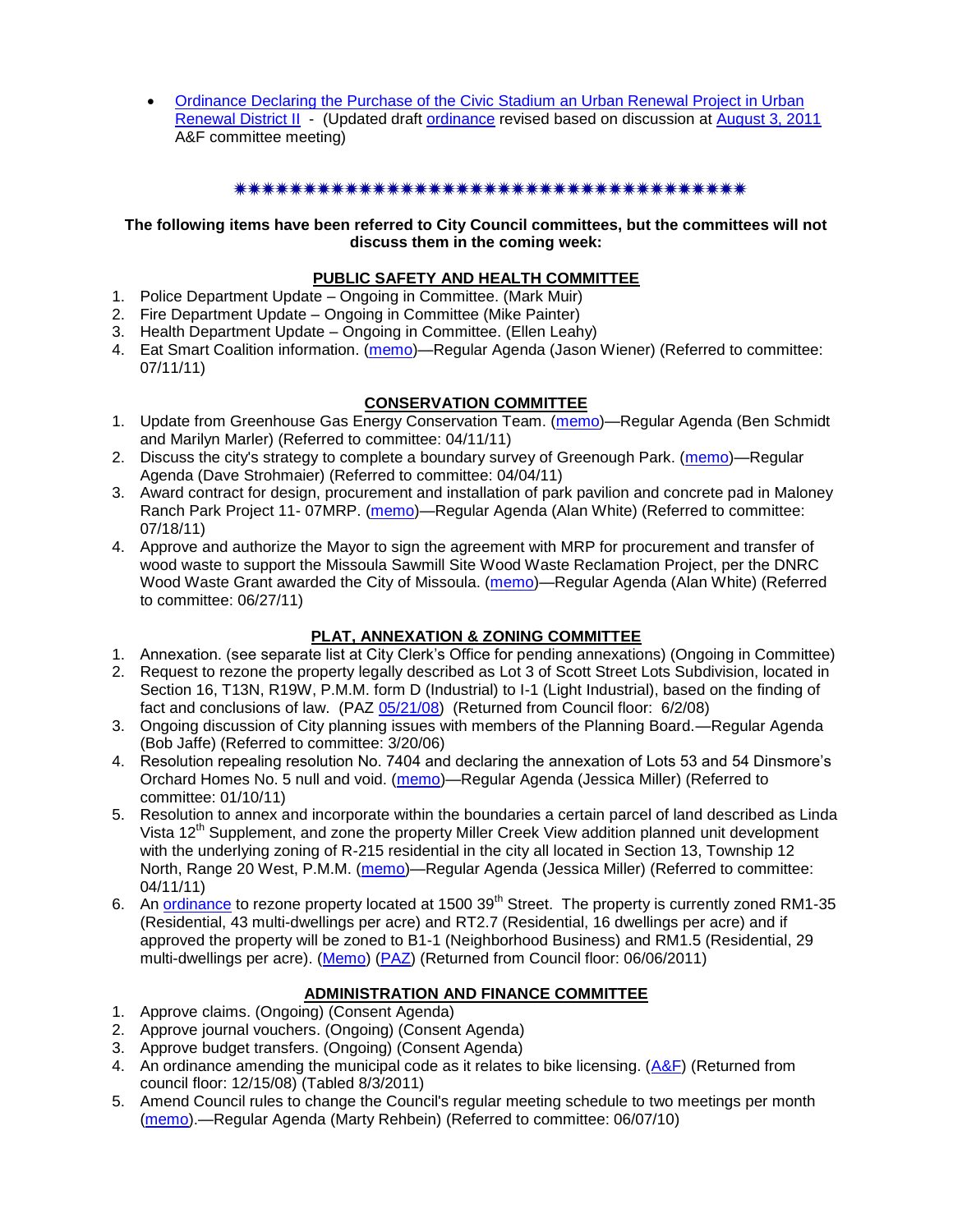- Ordinance Declaring the Purchase of the Civic Stadium an Urban Renewal Project in Urban Renewal District II - (Updated draft ordinance revised based on discussion at August 3, 2011 A&F committee meeting)

✷✷✷✷✷✷✷✷✷✷✷✷✷✷✷✷✷✷✷✷✷✷✷✷✷✷✷✷✷✷✷✷✷✷✷✷✷✷✷✷

**The following items have been referred to City Council committees, but the committees will not discuss them in the coming week:**

## PUBLIC SAFETY AND HEALTH COMMITTEE

1. Police Department Update – Ongoing in Committee. (Mark Muir)
2. Fire Department Update – Ongoing in Committee (Mike Painter)
3. Health Department Update – Ongoing in Committee. (Ellen Leahy)
4. Eat Smart Coalition information. (memo)—Regular Agenda (Jason Wiener) (Referred to committee: 07/11/11)

## CONSERVATION COMMITTEE

1. Update from Greenhouse Gas Energy Conservation Team. (memo)—Regular Agenda (Ben Schmidt and Marilyn Marler) (Referred to committee: 04/11/11)
2. Discuss the city's strategy to complete a boundary survey of Greenough Park. (memo)—Regular Agenda (Dave Strohmaier) (Referred to committee: 04/04/11)
3. Award contract for design, procurement and installation of park pavilion and concrete pad in Maloney Ranch Park Project 11- 07MRP. (memo)—Regular Agenda (Alan White) (Referred to committee: 07/18/11)
4. Approve and authorize the Mayor to sign the agreement with MRP for procurement and transfer of wood waste to support the Missoula Sawmill Site Wood Waste Reclamation Project, per the DNRC Wood Waste Grant awarded the City of Missoula. (memo)—Regular Agenda (Alan White) (Referred to committee: 06/27/11)

## PLAT, ANNEXATION & ZONING COMMITTEE

1. Annexation. (see separate list at City Clerk's Office for pending annexations) (Ongoing in Committee)
2. Request to rezone the property legally described as Lot 3 of Scott Street Lots Subdivision, located in Section 16, T13N, R19W, P.M.M. form D (Industrial) to I-1 (Light Industrial), based on the finding of fact and conclusions of law. (PAZ 05/21/08) (Returned from Council floor: 6/2/08)
3. Ongoing discussion of City planning issues with members of the Planning Board.—Regular Agenda (Bob Jaffe) (Referred to committee: 3/20/06)
4. Resolution repealing resolution No. 7404 and declaring the annexation of Lots 53 and 54 Dinsmore's Orchard Homes No. 5 null and void. (memo)—Regular Agenda (Jessica Miller) (Referred to committee: 01/10/11)
5. Resolution to annex and incorporate within the boundaries a certain parcel of land described as Linda Vista 12th Supplement, and zone the property Miller Creek View addition planned unit development with the underlying zoning of R-215 residential in the city all located in Section 13, Township 12 North, Range 20 West, P.M.M. (memo)—Regular Agenda (Jessica Miller) (Referred to committee: 04/11/11)
6. An ordinance to rezone property located at 1500 39th Street. The property is currently zoned RM1-35 (Residential, 43 multi-dwellings per acre) and RT2.7 (Residential, 16 dwellings per acre) and if approved the property will be zoned to B1-1 (Neighborhood Business) and RM1.5 (Residential, 29 multi-dwellings per acre). (Memo) (PAZ) (Returned from Council floor: 06/06/2011)

## ADMINISTRATION AND FINANCE COMMITTEE

1. Approve claims. (Ongoing) (Consent Agenda)
2. Approve journal vouchers. (Ongoing) (Consent Agenda)
3. Approve budget transfers. (Ongoing) (Consent Agenda)
4. An ordinance amending the municipal code as it relates to bike licensing. (A&F) (Returned from council floor: 12/15/08) (Tabled 8/3/2011)
5. Amend Council rules to change the Council's regular meeting schedule to two meetings per month (memo).—Regular Agenda (Marty Rehbein) (Referred to committee: 06/07/10)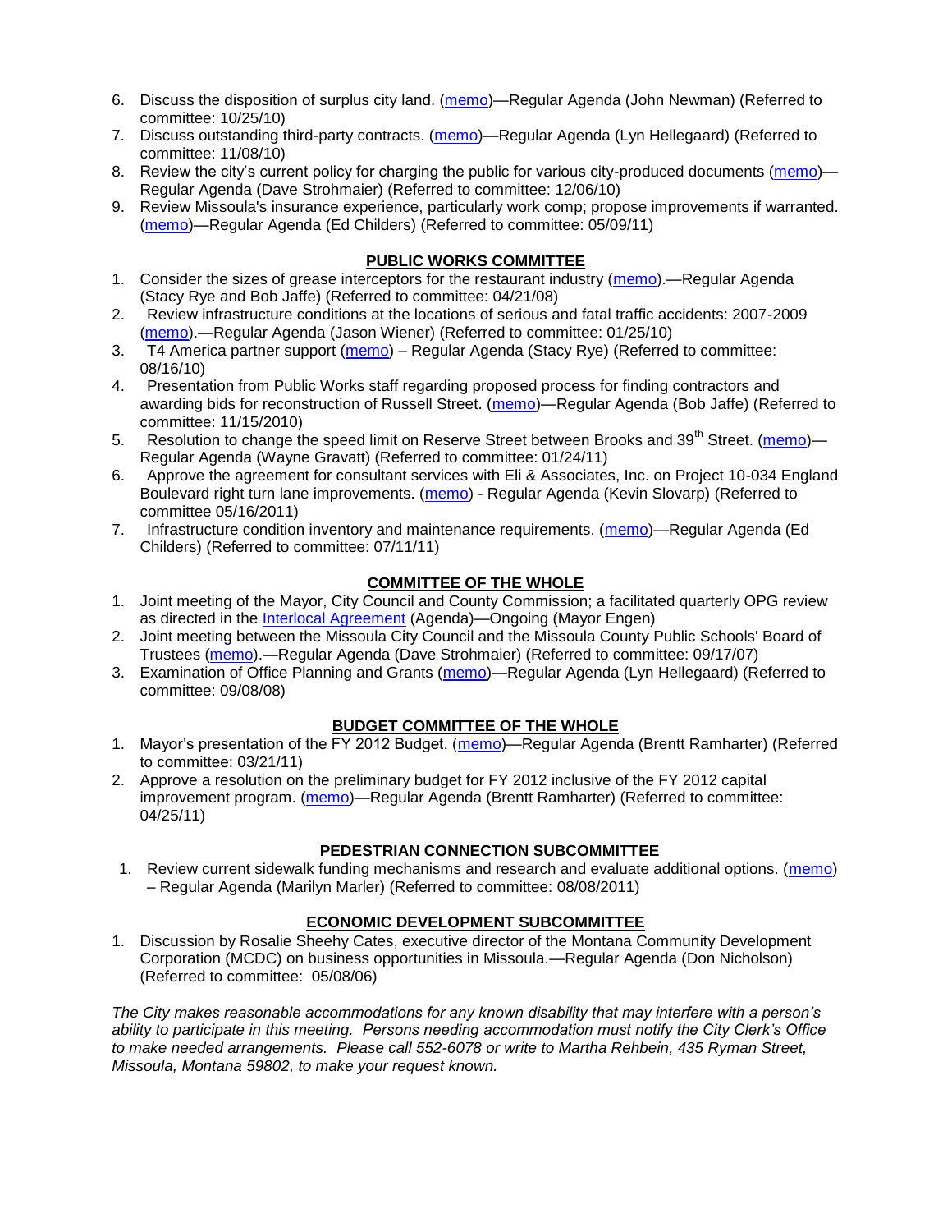6. Discuss the disposition of surplus city land. (memo)—Regular Agenda (John Newman) (Referred to committee: 10/25/10)
7. Discuss outstanding third-party contracts. (memo)—Regular Agenda (Lyn Hellegaard) (Referred to committee: 11/08/10)
8. Review the city's current policy for charging the public for various city-produced documents (memo)—Regular Agenda (Dave Strohmaier) (Referred to committee: 12/06/10)
9. Review Missoula's insurance experience, particularly work comp; propose improvements if warranted. (memo)—Regular Agenda (Ed Childers) (Referred to committee: 05/09/11)

**PUBLIC WORKS COMMITTEE**

1. Consider the sizes of grease interceptors for the restaurant industry (memo).—Regular Agenda (Stacy Rye and Bob Jaffe) (Referred to committee: 04/21/08)
2. Review infrastructure conditions at the locations of serious and fatal traffic accidents: 2007-2009 (memo).—Regular Agenda (Jason Wiener) (Referred to committee: 01/25/10)
3. T4 America partner support (memo) – Regular Agenda (Stacy Rye) (Referred to committee: 08/16/10)
4. Presentation from Public Works staff regarding proposed process for finding contractors and awarding bids for reconstruction of Russell Street. (memo)—Regular Agenda (Bob Jaffe) (Referred to committee: 11/15/2010)
5. Resolution to change the speed limit on Reserve Street between Brooks and 39th Street. (memo)—Regular Agenda (Wayne Gravatt) (Referred to committee: 01/24/11)
6. Approve the agreement for consultant services with Eli & Associates, Inc. on Project 10-034 England Boulevard right turn lane improvements. (memo) - Regular Agenda (Kevin Slovarp) (Referred to committee 05/16/2011)
7. Infrastructure condition inventory and maintenance requirements. (memo)—Regular Agenda (Ed Childers) (Referred to committee: 07/11/11)

**COMMITTEE OF THE WHOLE**

1. Joint meeting of the Mayor, City Council and County Commission; a facilitated quarterly OPG review as directed in the Interlocal Agreement (Agenda)—Ongoing (Mayor Engen)
2. Joint meeting between the Missoula City Council and the Missoula County Public Schools' Board of Trustees (memo).—Regular Agenda (Dave Strohmaier) (Referred to committee: 09/17/07)
3. Examination of Office Planning and Grants (memo)—Regular Agenda (Lyn Hellegaard) (Referred to committee: 09/08/08)

**BUDGET COMMITTEE OF THE WHOLE**

1. Mayor's presentation of the FY 2012 Budget. (memo)—Regular Agenda (Brentt Ramharter) (Referred to committee: 03/21/11)
2. Approve a resolution on the preliminary budget for FY 2012 inclusive of the FY 2012 capital improvement program. (memo)—Regular Agenda (Brentt Ramharter) (Referred to committee: 04/25/11)

**PEDESTRIAN CONNECTION SUBCOMMITTEE**

1. Review current sidewalk funding mechanisms and research and evaluate additional options. (memo) – Regular Agenda (Marilyn Marler) (Referred to committee: 08/08/2011)

**ECONOMIC DEVELOPMENT SUBCOMMITTEE**

1. Discussion by Rosalie Sheehy Cates, executive director of the Montana Community Development Corporation (MCDC) on business opportunities in Missoula.—Regular Agenda (Don Nicholson) (Referred to committee: 05/08/06)

*The City makes reasonable accommodations for any known disability that may interfere with a person's ability to participate in this meeting. Persons needing accommodation must notify the City Clerk's Office to make needed arrangements. Please call 552-6078 or write to Martha Rehbein, 435 Ryman Street, Missoula, Montana 59802, to make your request known.*